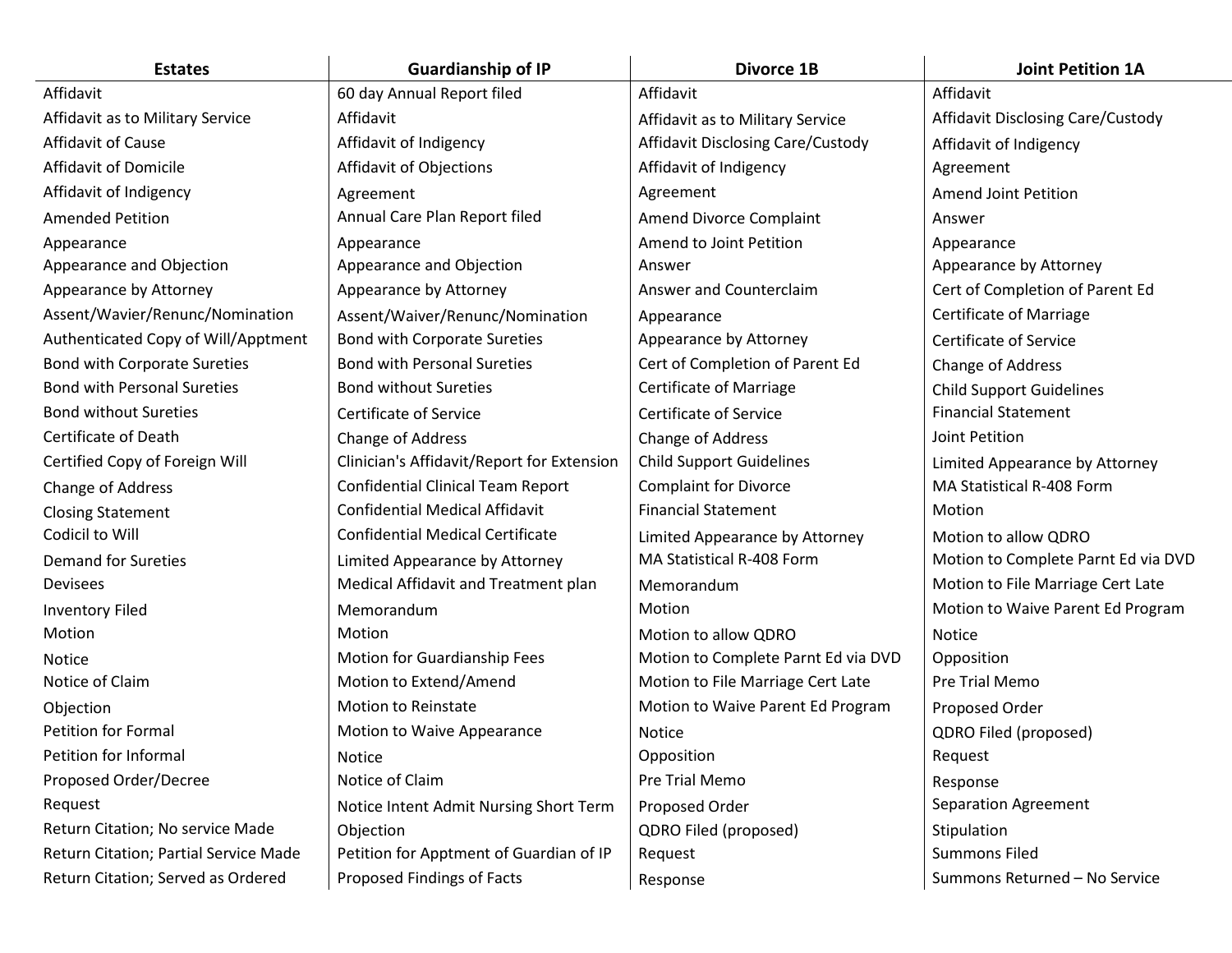| Estates | Guardianship of IP | Divorce 1B | Joint Petition 1A |
| --- | --- | --- | --- |
| Affidavit | 60 day Annual Report filed | Affidavit | Affidavit |
| Affidavit as to Military Service | Affidavit | Affidavit as to Military Service | Affidavit Disclosing Care/Custody |
| Affidavit of Cause | Affidavit of Indigency | Affidavit Disclosing Care/Custody | Affidavit of Indigency |
| Affidavit of Domicile | Affidavit of Objections | Affidavit of Indigency | Agreement |
| Affidavit of Indigency | Agreement | Agreement | Amend Joint Petition |
| Amended Petition | Annual Care Plan Report filed | Amend Divorce Complaint | Answer |
| Appearance | Appearance | Amend to Joint Petition | Appearance |
| Appearance and Objection | Appearance and Objection | Answer | Appearance by Attorney |
| Appearance by Attorney | Appearance by Attorney | Answer and Counterclaim | Cert of Completion of Parent Ed |
| Assent/Wavier/Renunc/Nomination | Assent/Waiver/Renunc/Nomination | Appearance | Certificate of Marriage |
| Authenticated Copy of Will/Apptment | Bond with Corporate Sureties | Appearance by Attorney | Certificate of Service |
| Bond with Corporate Sureties | Bond with Personal Sureties | Cert of Completion of Parent Ed | Change of Address |
| Bond with Personal Sureties | Bond without Sureties | Certificate of Marriage | Child Support Guidelines |
| Bond without Sureties | Certificate of Service | Certificate of Service | Financial Statement |
| Certificate of Death | Change of Address | Change of Address | Joint Petition |
| Certified Copy of Foreign Will | Clinician's Affidavit/Report for Extension | Child Support Guidelines | Limited Appearance by Attorney |
| Change of Address | Confidential Clinical Team Report | Complaint for Divorce | MA Statistical R-408 Form |
| Closing Statement | Confidential Medical Affidavit | Financial Statement | Motion |
| Codicil to Will | Confidential Medical Certificate | Limited Appearance by Attorney | Motion to allow QDRO |
| Demand for Sureties | Limited Appearance by Attorney | MA Statistical R-408 Form | Motion to Complete Parnt Ed via DVD |
| Devisees | Medical Affidavit and Treatment plan | Memorandum | Motion to File Marriage Cert Late |
| Inventory Filed | Memorandum | Motion | Motion to Waive Parent Ed Program |
| Motion | Motion | Motion to allow QDRO | Notice |
| Notice | Motion for Guardianship Fees | Motion to Complete Parnt Ed via DVD | Opposition |
| Notice of Claim | Motion to Extend/Amend | Motion to File Marriage Cert Late | Pre Trial Memo |
| Objection | Motion to Reinstate | Motion to Waive Parent Ed Program | Proposed Order |
| Petition for Formal | Motion to Waive Appearance | Notice | QDRO Filed (proposed) |
| Petition for Informal | Notice | Opposition | Request |
| Proposed Order/Decree | Notice of Claim | Pre Trial Memo | Response |
| Request | Notice Intent Admit Nursing Short Term | Proposed Order | Separation Agreement |
| Return Citation; No service Made | Objection | QDRO Filed (proposed) | Stipulation |
| Return Citation; Partial Service Made | Petition for Apptment of Guardian of IP | Request | Summons Filed |
| Return Citation; Served as Ordered | Proposed Findings of Facts | Response | Summons Returned – No Service |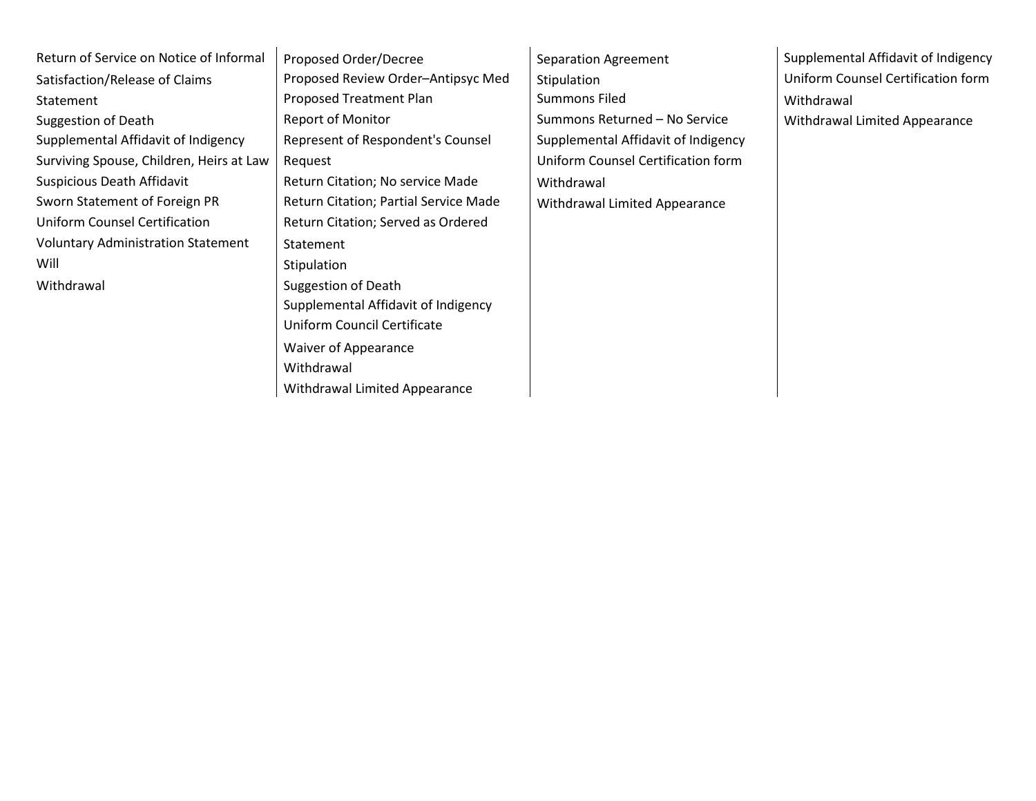Return of Service on Notice of Informal
Satisfaction/Release of Claims
Statement
Suggestion of Death
Supplemental Affidavit of Indigency
Surviving Spouse, Children, Heirs at Law
Suspicious Death Affidavit
Sworn Statement of Foreign PR
Uniform Counsel Certification
Voluntary Administration Statement
Will
Withdrawal

Proposed Order/Decree
Proposed Review Order–Antipsyc Med
Proposed Treatment Plan
Report of Monitor
Represent of Respondent's Counsel
Request
Return Citation; No service Made
Return Citation; Partial Service Made
Return Citation; Served as Ordered
Statement
Stipulation
Suggestion of Death
Supplemental Affidavit of Indigency
Uniform Council Certificate
Waiver of Appearance
Withdrawal
Withdrawal Limited Appearance

Separation Agreement
Stipulation
Summons Filed
Summons Returned – No Service
Supplemental Affidavit of Indigency
Uniform Counsel Certification form
Withdrawal
Withdrawal Limited Appearance

Supplemental Affidavit of Indigency
Uniform Counsel Certification form
Withdrawal
Withdrawal Limited Appearance